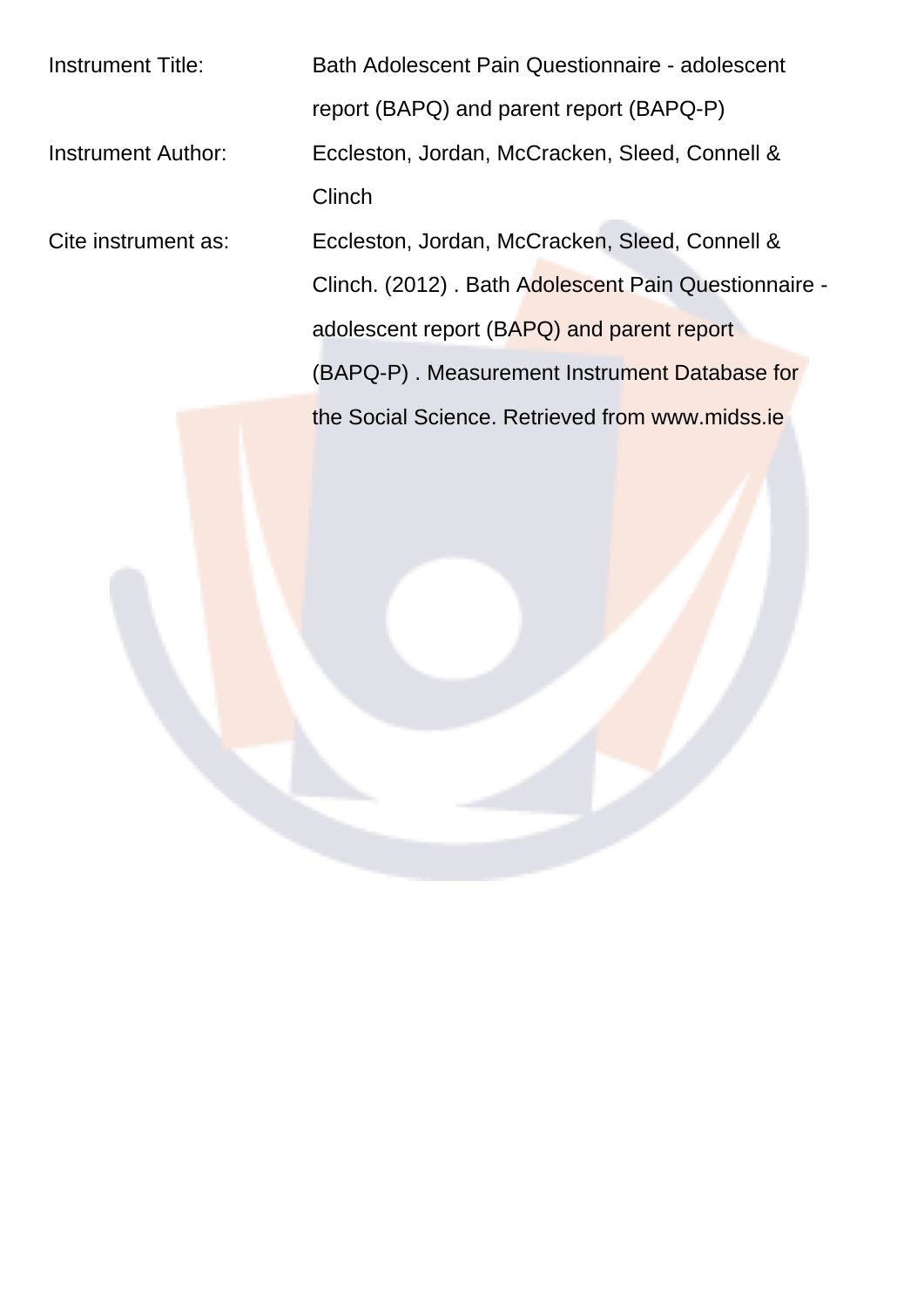| | |
|---|---|
| Instrument Title: | Bath Adolescent Pain Questionnaire - adolescent report (BAPQ) and parent report (BAPQ-P) |
| Instrument Author: | Eccleston, Jordan, McCracken, Sleed, Connell & Clinch |
| Cite instrument as: | Eccleston, Jordan, McCracken, Sleed, Connell & Clinch. (2012) . Bath Adolescent Pain Questionnaire - adolescent report (BAPQ) and parent report (BAPQ-P) . Measurement Instrument Database for the Social Science. Retrieved from www.midss.ie |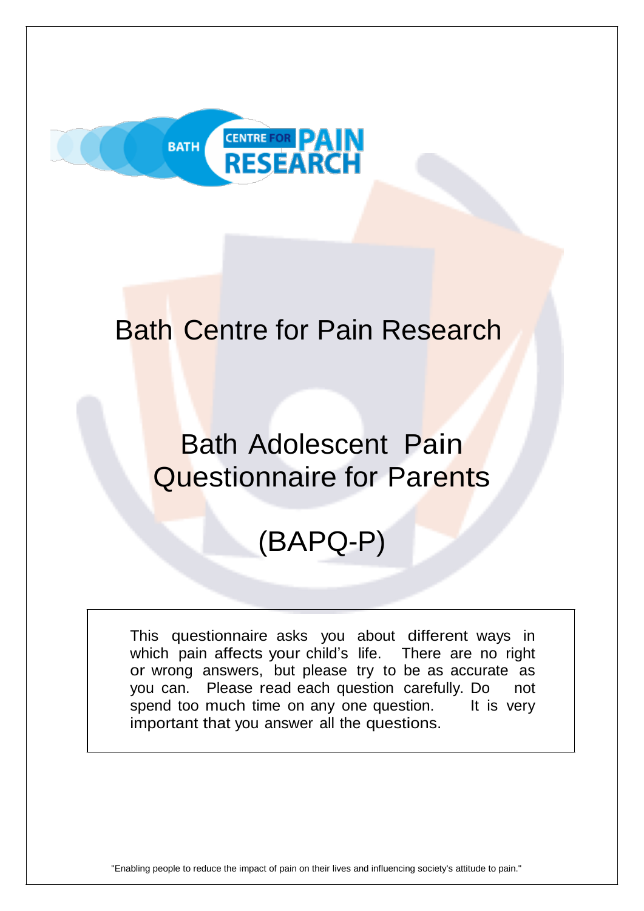# Bath Centre for Pain Research

# Bath Adolescent Pain Questionnaire for Parents

# (BAPQ-P)

This questionnaire asks you about different ways in which pain affects your child's life. There are no right or wrong answers, but please try to be as accurate as you can. Please read each question carefully. Do not spend too much time on any one question. It is very important that you answer all the questions.

"Enabling people to reduce the impact of pain on their lives and influencing society's attitude to pain."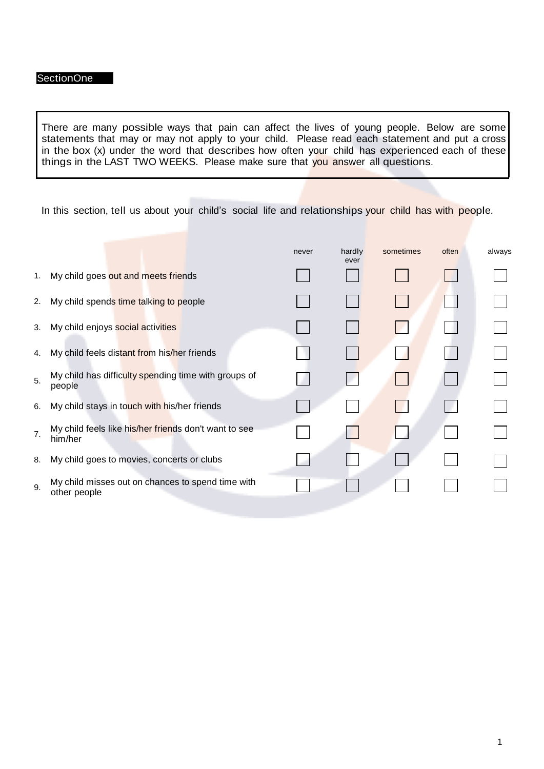## SectionOne

There are many possible ways that pain can affect the lives of young people. Below are some statements that may or may not apply to your child. Please read each statement and put a cross in the box (x) under the word that describes how often your child has experienced each of these things in the LAST TWO WEEKS. Please make sure that you answer all questions.

In this section, tell us about your child's social life and relationships your child has with people.

| | | never | hardly ever | sometimes | often | always |
|---|---|---|---|---|---|---|
| 1. | My child goes out and meets friends | ☐ | ☐ | ☐ | ☐ | ☐ |
| 2. | My child spends time talking to people | ☐ | ☐ | ☐ | ☐ | ☐ |
| 3. | My child enjoys social activities | ☐ | ☐ | ☐ | ☐ | ☐ |
| 4. | My child feels distant from his/her friends | ☐ | ☐ | ☐ | ☐ | ☐ |
| 5. | My child has difficulty spending time with groups of people | ☐ | ☐ | ☐ | ☐ | ☐ |
| 6. | My child stays in touch with his/her friends | ☐ | ☐ | ☐ | ☐ | ☐ |
| 7. | My child feels like his/her friends don't want to see him/her | ☐ | ☐ | ☐ | ☐ | ☐ |
| 8. | My child goes to movies, concerts or clubs | ☐ | ☐ | ☐ | ☐ | ☐ |
| 9. | My child misses out on chances to spend time with other people | ☐ | ☐ | ☐ | ☐ | ☐ |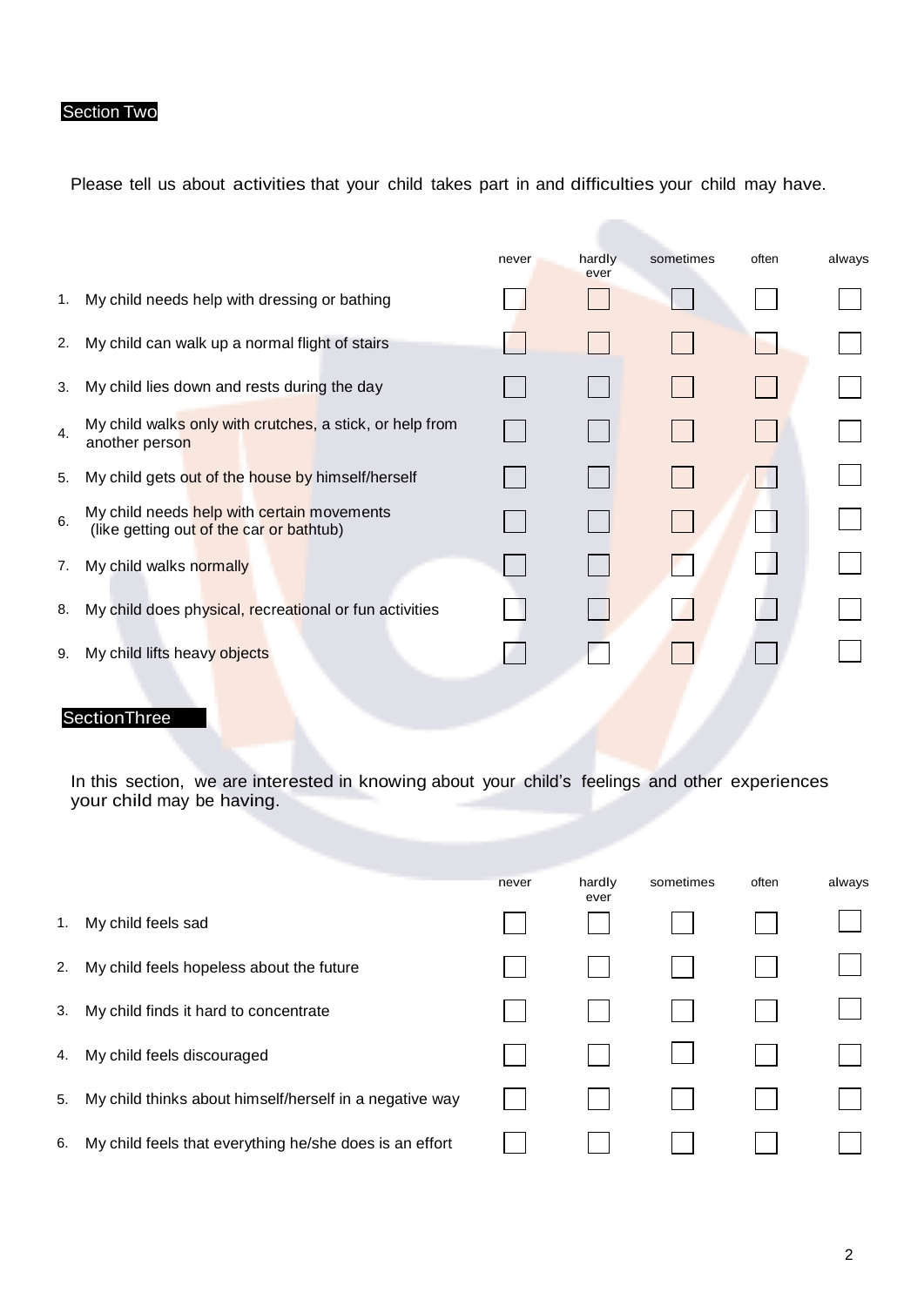## Section Two

Please tell us about activities that your child takes part in and difficulties your child may have.

| | | never | hardly ever | sometimes | often | always |
|---|---|---|---|---|---|---|
| 1. | My child needs help with dressing or bathing | ☐ | ☐ | ☐ | ☐ | ☐ |
| 2. | My child can walk up a normal flight of stairs | ☐ | ☐ | ☐ | ☐ | ☐ |
| 3. | My child lies down and rests during the day | ☐ | ☐ | ☐ | ☐ | ☐ |
| 4. | My child walks only with crutches, a stick, or help from another person | ☐ | ☐ | ☐ | ☐ | ☐ |
| 5. | My child gets out of the house by himself/herself | ☐ | ☐ | ☐ | ☐ | ☐ |
| 6. | My child needs help with certain movements (like getting out of the car or bathtub) | ☐ | ☐ | ☐ | ☐ | ☐ |
| 7. | My child walks normally | ☐ | ☐ | ☐ | ☐ | ☐ |
| 8. | My child does physical, recreational or fun activities | ☐ | ☐ | ☐ | ☐ | ☐ |
| 9. | My child lifts heavy objects | ☐ | ☐ | ☐ | ☐ | ☐ |

## SectionThree

In this section, we are interested in knowing about your child's feelings and other experiences your child may be having.

| | | never | hardly ever | sometimes | often | always |
|---|---|---|---|---|---|---|
| 1. | My child feels sad | ☐ | ☐ | ☐ | ☐ | ☐ |
| 2. | My child feels hopeless about the future | ☐ | ☐ | ☐ | ☐ | ☐ |
| 3. | My child finds it hard to concentrate | ☐ | ☐ | ☐ | ☐ | ☐ |
| 4. | My child feels discouraged | ☐ | ☐ | ☐ | ☐ | ☐ |
| 5. | My child thinks about himself/herself in a negative way | ☐ | ☐ | ☐ | ☐ | ☐ |
| 6. | My child feels that everything he/she does is an effort | ☐ | ☐ | ☐ | ☐ | ☐ |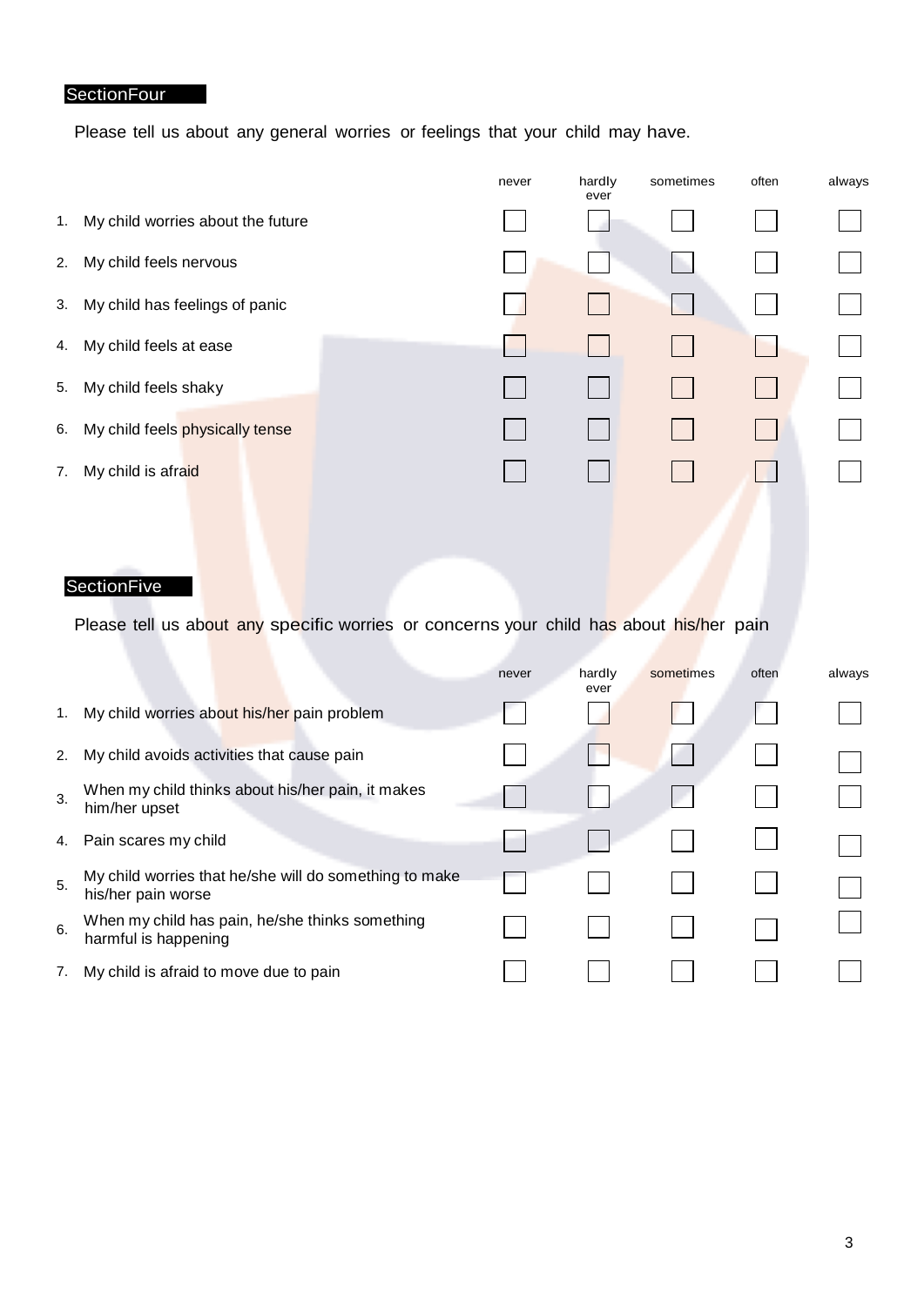## SectionFour

Please tell us about any general worries or feelings that your child may have.

| | never | hardly ever | sometimes | often | always |
|---|---|---|---|---|---|
| 1. My child worries about the future | ☐ | ☐ | ☐ | ☐ | ☐ |
| 2. My child feels nervous | ☐ | ☐ | ☐ | ☐ | ☐ |
| 3. My child has feelings of panic | ☐ | ☐ | ☐ | ☐ | ☐ |
| 4. My child feels at ease | ☐ | ☐ | ☐ | ☐ | ☐ |
| 5. My child feels shaky | ☐ | ☐ | ☐ | ☐ | ☐ |
| 6. My child feels physically tense | ☐ | ☐ | ☐ | ☐ | ☐ |
| 7. My child is afraid | ☐ | ☐ | ☐ | ☐ | ☐ |

## SectionFive

Please tell us about any specific worries or concerns your child has about his/her pain

| | never | hardly ever | sometimes | often | always |
|---|---|---|---|---|---|
| 1. My child worries about his/her pain problem | ☐ | ☐ | ☐ | ☐ | ☐ |
| 2. My child avoids activities that cause pain | ☐ | ☐ | ☐ | ☐ | ☐ |
| 3. When my child thinks about his/her pain, it makes him/her upset | ☐ | ☐ | ☐ | ☐ | ☐ |
| 4. Pain scares my child | ☐ | ☐ | ☐ | ☐ | ☐ |
| 5. My child worries that he/she will do something to make his/her pain worse | ☐ | ☐ | ☐ | ☐ | ☐ |
| 6. When my child has pain, he/she thinks something harmful is happening | ☐ | ☐ | ☐ | ☐ | ☐ |
| 7. My child is afraid to move due to pain | ☐ | ☐ | ☐ | ☐ | ☐ |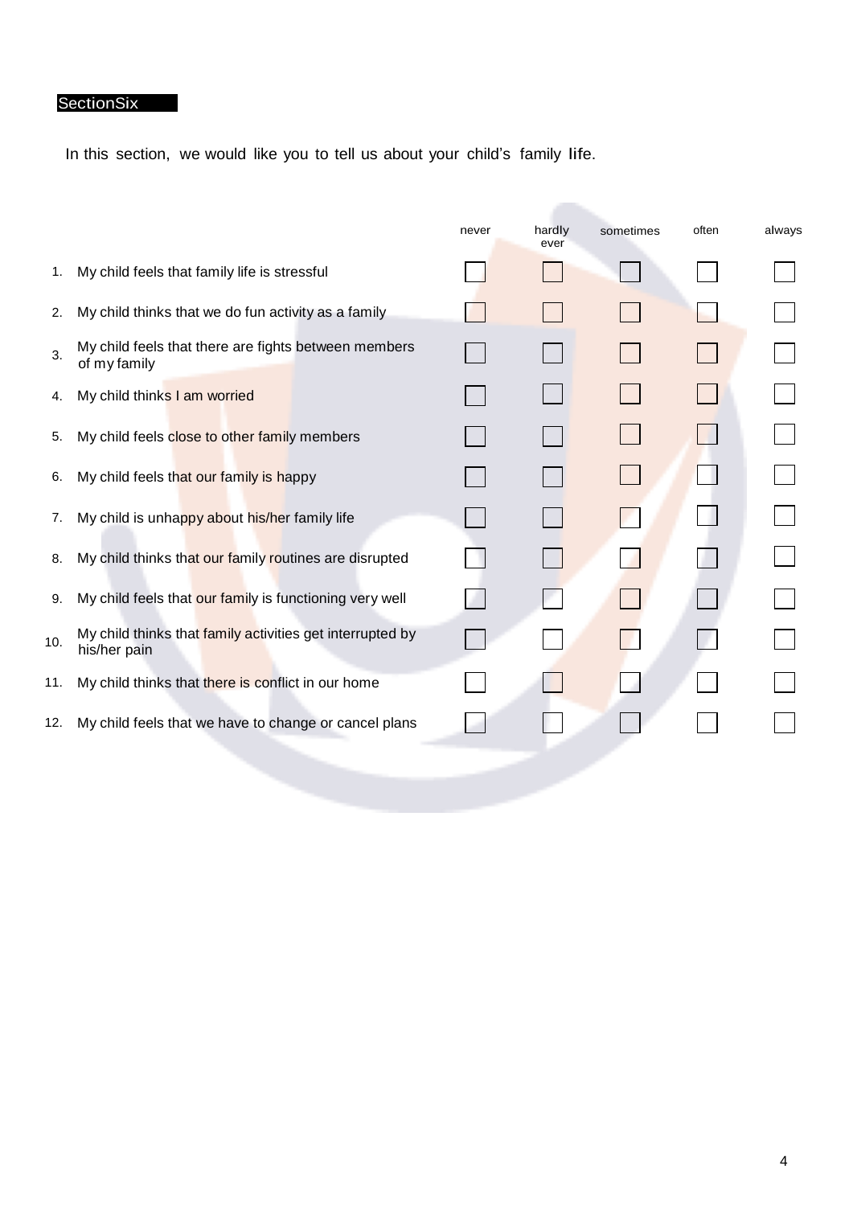## SectionSix

In this section, we would like you to tell us about your child's family life.

| | | never | hardly ever | sometimes | often | always |
|---|---|---|---|---|---|---|
| 1. | My child feels that family life is stressful | ☐ | ☐ | ☐ | ☐ | ☐ |
| 2. | My child thinks that we do fun activity as a family | ☐ | ☐ | ☐ | ☐ | ☐ |
| 3. | My child feels that there are fights between members of my family | ☐ | ☐ | ☐ | ☐ | ☐ |
| 4. | My child thinks I am worried | ☐ | ☐ | ☐ | ☐ | ☐ |
| 5. | My child feels close to other family members | ☐ | ☐ | ☐ | ☐ | ☐ |
| 6. | My child feels that our family is happy | ☐ | ☐ | ☐ | ☐ | ☐ |
| 7. | My child is unhappy about his/her family life | ☐ | ☐ | ☐ | ☐ | ☐ |
| 8. | My child thinks that our family routines are disrupted | ☐ | ☐ | ☐ | ☐ | ☐ |
| 9. | My child feels that our family is functioning very well | ☐ | ☐ | ☐ | ☐ | ☐ |
| 10. | My child thinks that family activities get interrupted by his/her pain | ☐ | ☐ | ☐ | ☐ | ☐ |
| 11. | My child thinks that there is conflict in our home | ☐ | ☐ | ☐ | ☐ | ☐ |
| 12. | My child feels that we have to change or cancel plans | ☐ | ☐ | ☐ | ☐ | ☐ |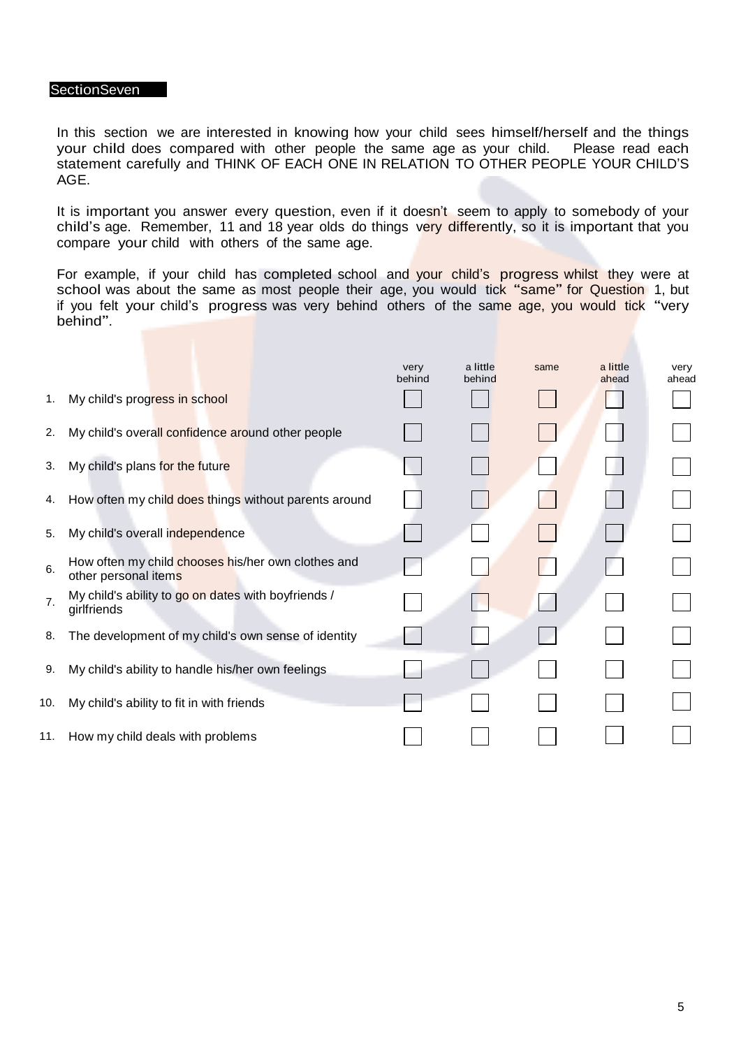## SectionSeven

In this section we are interested in knowing how your child sees himself/herself and the things your child does compared with other people the same age as your child. Please read each statement carefully and THINK OF EACH ONE IN RELATION TO OTHER PEOPLE YOUR CHILD'S AGE.

It is important you answer every question, even if it doesn't seem to apply to somebody of your child's age. Remember, 11 and 18 year olds do things very differently, so it is important that you compare your child with others of the same age.

For example, if your child has completed school and your child's progress whilst they were at school was about the same as most people their age, you would tick "same" for Question 1, but if you felt your child's progress was very behind others of the same age, you would tick "very behind".

| | | very behind | a little behind | same | a little ahead | very ahead |
|---|---|---|---|---|---|---|
| 1. | My child's progress in school | ☐ | ☐ | ☐ | ☐ | ☐ |
| 2. | My child's overall confidence around other people | ☐ | ☐ | ☐ | ☐ | ☐ |
| 3. | My child's plans for the future | ☐ | ☐ | ☐ | ☐ | ☐ |
| 4. | How often my child does things without parents around | ☐ | ☐ | ☐ | ☐ | ☐ |
| 5. | My child's overall independence | ☐ | ☐ | ☐ | ☐ | ☐ |
| 6. | How often my child chooses his/her own clothes and other personal items | ☐ | ☐ | ☐ | ☐ | ☐ |
| 7. | My child's ability to go on dates with boyfriends / girlfriends | ☐ | ☐ | ☐ | ☐ | ☐ |
| 8. | The development of my child's own sense of identity | ☐ | ☐ | ☐ | ☐ | ☐ |
| 9. | My child's ability to handle his/her own feelings | ☐ | ☐ | ☐ | ☐ | ☐ |
| 10. | My child's ability to fit in with friends | ☐ | ☐ | ☐ | ☐ | ☐ |
| 11. | How my child deals with problems | ☐ | ☐ | ☐ | ☐ | ☐ |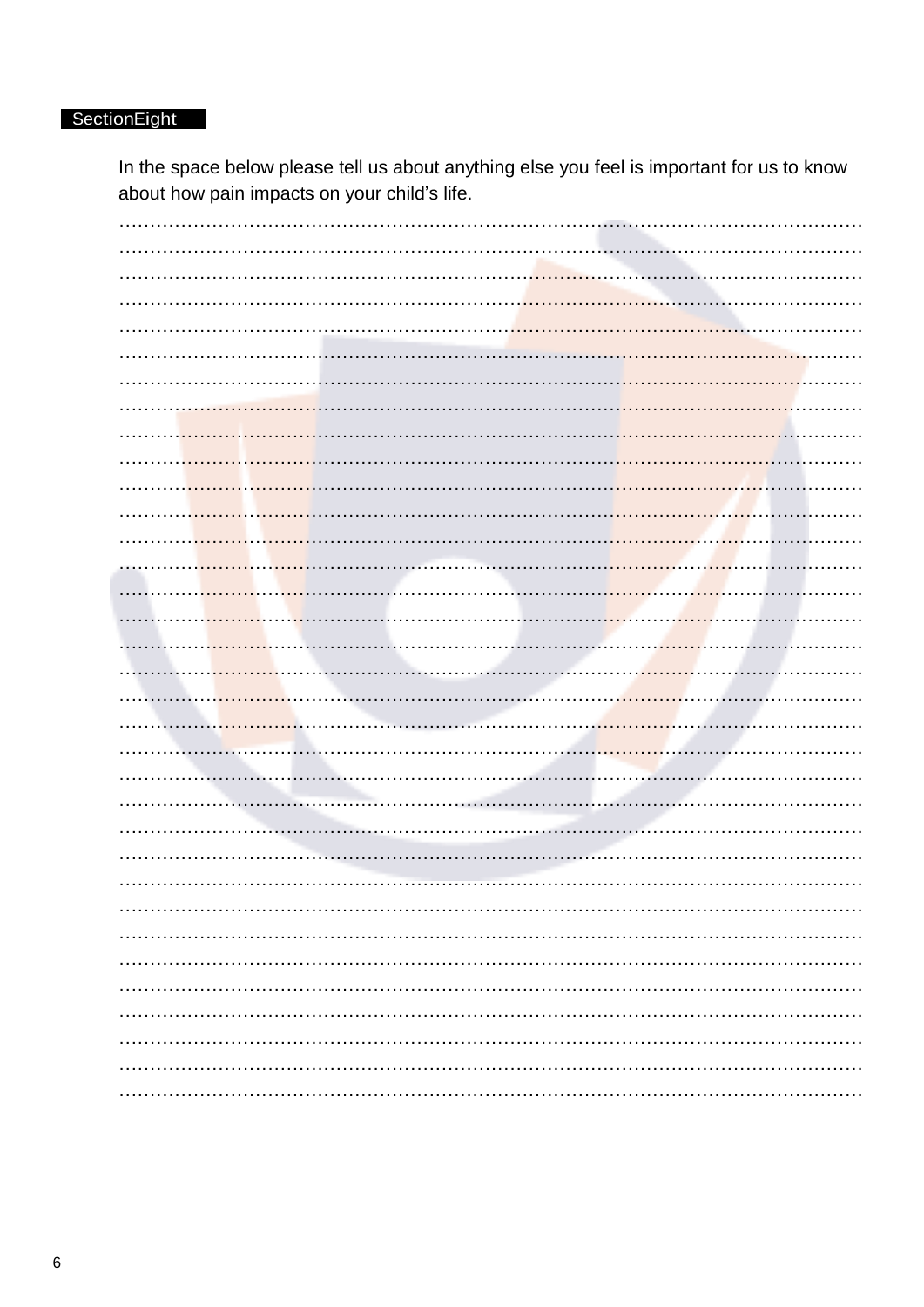## SectionEight

In the space below please tell us about anything else you feel is important for us to know about how pain impacts on your child's life.

………………………………………………………………………………………………………………
………………………………………………………………………………………………………………
………………………………………………………………………………………………………………
………………………………………………………………………………………………………………
………………………………………………………………………………………………………………
………………………………………………………………………………………………………………
………………………………………………………………………………………………………………
………………………………………………………………………………………………………………
………………………………………………………………………………………………………………
………………………………………………………………………………………………………………
………………………………………………………………………………………………………………
………………………………………………………………………………………………………………
………………………………………………………………………………………………………………
………………………………………………………………………………………………………………
………………………………………………………………………………………………………………
………………………………………………………………………………………………………………
………………………………………………………………………………………………………………
………………………………………………………………………………………………………………
………………………………………………………………………………………………………………
………………………………………………………………………………………………………………
………………………………………………………………………………………………………………
………………………………………………………………………………………………………………
………………………………………………………………………………………………………………
………………………………………………………………………………………………………………
………………………………………………………………………………………………………………
………………………………………………………………………………………………………………
………………………………………………………………………………………………………………
………………………………………………………………………………………………………………
………………………………………………………………………………………………………………
………………………………………………………………………………………………………………
………………………………………………………………………………………………………………
………………………………………………………………………………………………………………
………………………………………………………………………………………………………………
………………………………………………………………………………………………………………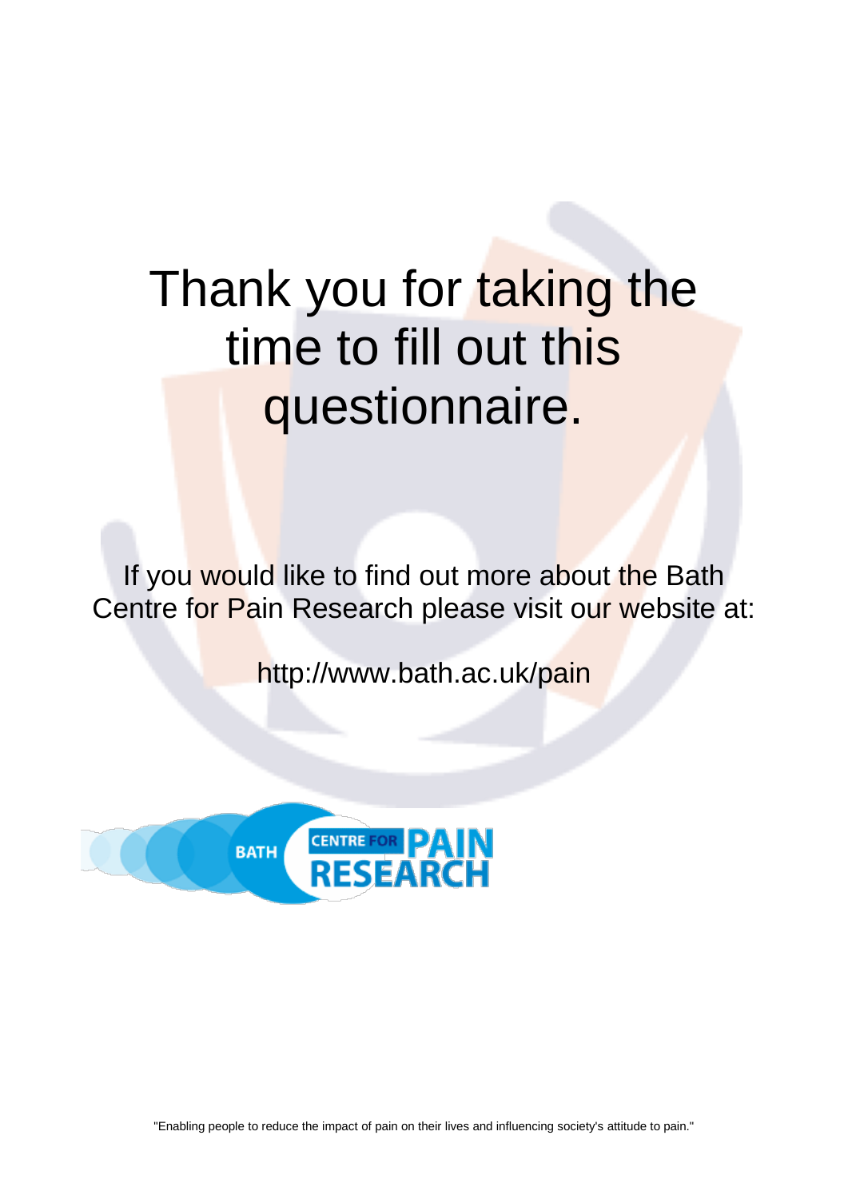# Thank you for taking the time to fill out this questionnaire.

If you would like to find out more about the Bath Centre for Pain Research please visit our website at:

http://www.bath.ac.uk/pain

BATH CENTRE FOR PAIN RESEARCH

"Enabling people to reduce the impact of pain on their lives and influencing society's attitude to pain."